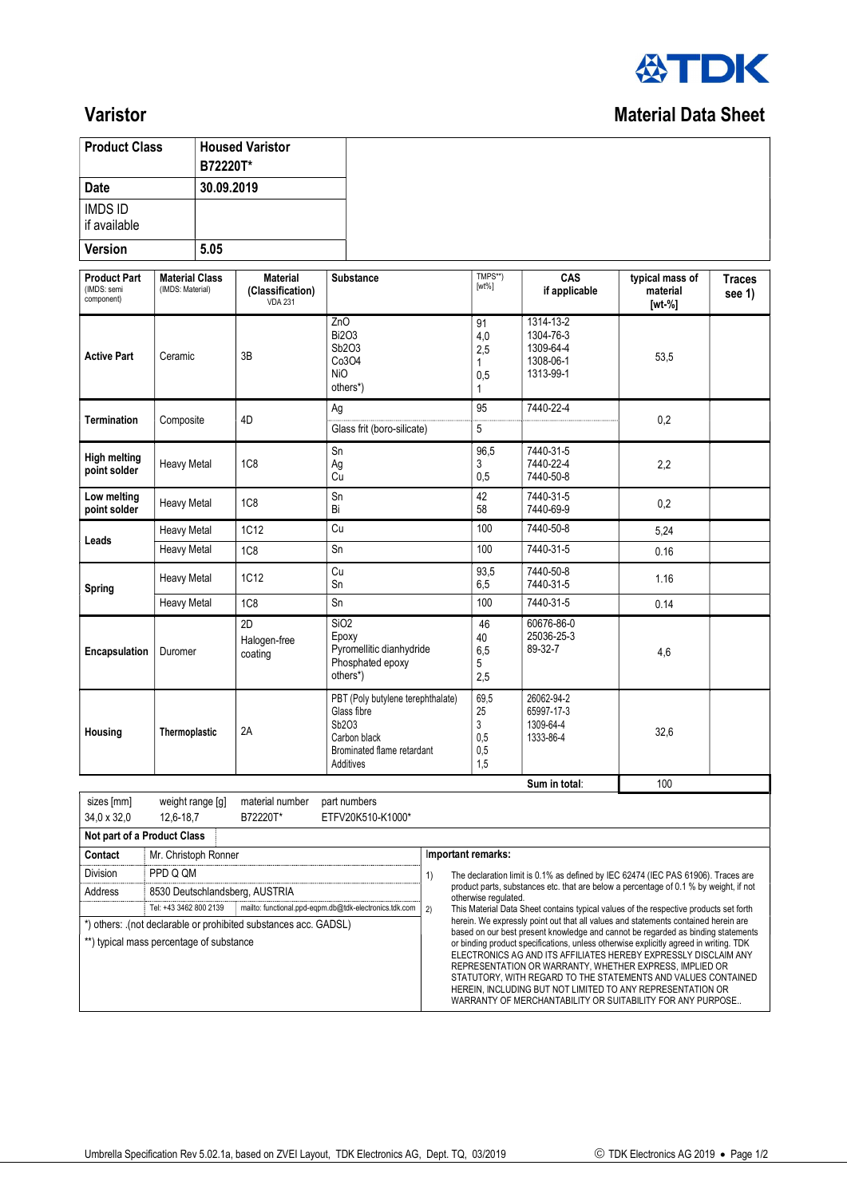# Varistor

## Material Data Sheet

| Product Class | Housed Varistor B72220T* |
|---|---|
| Date | 30.09.2019 |
| IMDS ID if available | |
| Version | 5.05 |

| Product Part (IMDS: semi component) | Material Class (IMDS: Material) | Material (Classification) VDA 231 | Substance | TMPS**) [wt%] | CAS if applicable | typical mass of material [wt-%] | Traces see 1) |
|---|---|---|---|---|---|---|---|
| **Active Part** | Ceramic | 3B | ZnO<br>Bi2O3<br>Sb2O3<br>Co3O4<br>NiO<br>others*) | 91<br>4,0<br>2,5<br>1<br>0,5<br>1 | 1314-13-2<br>1304-76-3<br>1309-64-4<br>1308-06-1<br>1313-99-1 | 53,5 | |
| **Termination** | Composite | 4D | Ag | 95 | 7440-22-4 | 0,2 | |
| | | | Glass frit (boro-silicate) | 5 | | | |
| **High melting point solder** | Heavy Metal | 1C8 | Sn<br>Ag<br>Cu | 96,5<br>3<br>0,5 | 7440-31-5<br>7440-22-4<br>7440-50-8 | 2,2 | |
| **Low melting point solder** | Heavy Metal | 1C8 | Sn<br>Bi | 42<br>58 | 7440-31-5<br>7440-69-9 | 0,2 | |
| **Leads** | Heavy Metal | 1C12 | Cu | 100 | 7440-50-8 | 5,24 | |
| | Heavy Metal | 1C8 | Sn | 100 | 7440-31-5 | 0.16 | |
| **Spring** | Heavy Metal | 1C12 | Cu<br>Sn | 93,5<br>6,5 | 7440-50-8<br>7440-31-5 | 1.16 | |
| | Heavy Metal | 1C8 | Sn | 100 | 7440-31-5 | 0.14 | |
| **Encapsulation** | Duromer | 2D<br>Halogen-free coating | SiO2<br>Epoxy<br>Pyromellitic dianhydride<br>Phosphated epoxy<br>others*) | 46<br>40<br>6,5<br>5<br>2,5 | 60676-86-0<br>25036-25-3<br>89-32-7 | 4,6 | |
| **Housing** | **Thermoplastic** | 2A | PBT (Poly butylene terephthalate)<br>Glass fibre<br>Sb2O3<br>Carbon black<br>Brominated flame retardant<br>Additives | 69,5<br>25<br>3<br>0,5<br>0,5<br>1,5 | 26062-94-2<br>65997-17-3<br>1309-64-4<br>1333-86-4 | 32,6 | |
| | | | | | **Sum in total**: | 100 | |

| sizes [mm] | weight range [g] | material number | part numbers |
|---|---|---|---|
| 34,0 x 32,0 | 12,6-18,7 | B72220T* | ETFV20K510-K1000* |

**Not part of a Product Class**

| Contact | Mr. Christoph Ronner |
|---|---|
| Division | PPD Q QM |
| Address | 8530 Deutschlandsberg, AUSTRIA |
| | Tel: +43 3462 800 2139 mailto: functional.ppd-eqpm.db@tdk-electronics.tdk.com |

*) others: .(not declarable or prohibited substances acc. GADSL)

**) typical mass percentage of substance

**Important remarks:**

1) The declaration limit is 0.1% as defined by IEC 62474 (IEC PAS 61906). Traces are product parts, substances etc. that are below a percentage of 0.1 % by weight, if not otherwise regulated.

2) This Material Data Sheet contains typical values of the respective products set forth herein. We expressly point out that all values and statements contained herein are based on our best present knowledge and cannot be regarded as binding statements or binding product specifications, unless otherwise explicitly agreed in writing. TDK ELECTRONICS AG AND ITS AFFILIATES HEREBY EXPRESSLY DISCLAIM ANY REPRESENTATION OR WARRANTY, WHETHER EXPRESS, IMPLIED OR STATUTORY, WITH REGARD TO THE STATEMENTS AND VALUES CONTAINED HEREIN, INCLUDING BUT NOT LIMITED TO ANY REPRESENTATION OR WARRANTY OF MERCHANTABILITY OR SUITABILITY FOR ANY PURPOSE..

Umbrella Specification Rev 5.02.1a, based on ZVEI Layout, TDK Electronics AG, Dept. TQ, 03/2019

© TDK Electronics AG 2019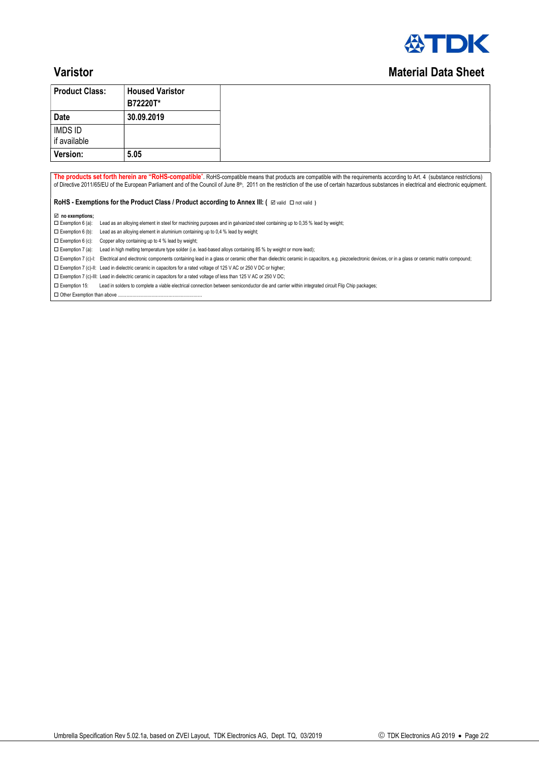# Varistor

## Material Data Sheet

| | |
|---|---|
| **Product Class:** | **Housed Varistor B72220T*** |
| **Date** | **30.09.2019** |
| IMDS ID if available | |
| **Version:** | **5.05** |

**The products set forth herein are "RoHS-compatible"**. RoHS-compatible means that products are compatible with the requirements according to Art. 4 (substance restrictions) of Directive 2011/65/EU of the European Parliament and of the Council of June 8th, 2011 on the restriction of the use of certain hazardous substances in electrical and electronic equipment.

**RoHS - Exemptions for the Product Class / Product according to Annex III: (** ☑ valid ☐ not valid **)**

☑ **no exemptions;**

☐ Exemption 6 (a): Lead as an alloying element in steel for machining purposes and in galvanized steel containing up to 0,35 % lead by weight;

☐ Exemption 6 (b): Lead as an alloying element in aluminium containing up to 0,4 % lead by weight;

☐ Exemption 6 (c): Copper alloy containing up to 4 % lead by weight;

☐ Exemption 7 (a): Lead in high melting temperature type solder (i.e. lead-based alloys containing 85 % by weight or more lead);

☐ Exemption 7 (c)-I: Electrical and electronic components containing lead in a glass or ceramic other than dielectric ceramic in capacitors, e.g. piezoelectronic devices, or in a glass or ceramic matrix compound;

☐ Exemption 7 (c)-II: Lead in dielectric ceramic in capacitors for a rated voltage of 125 V AC or 250 V DC or higher;

☐ Exemption 7 (c)-III: Lead in dielectric ceramic in capacitors for a rated voltage of less than 125 V AC or 250 V DC;

☐ Exemption 15: Lead in solders to complete a viable electrical connection between semiconductor die and carrier within integrated circuit Flip Chip packages;

☐ Other Exemption than above ....................................................................

Umbrella Specification Rev 5.02.1a, based on ZVEI Layout, TDK Electronics AG, Dept. TQ, 03/2019

© TDK Electronics AG 2019